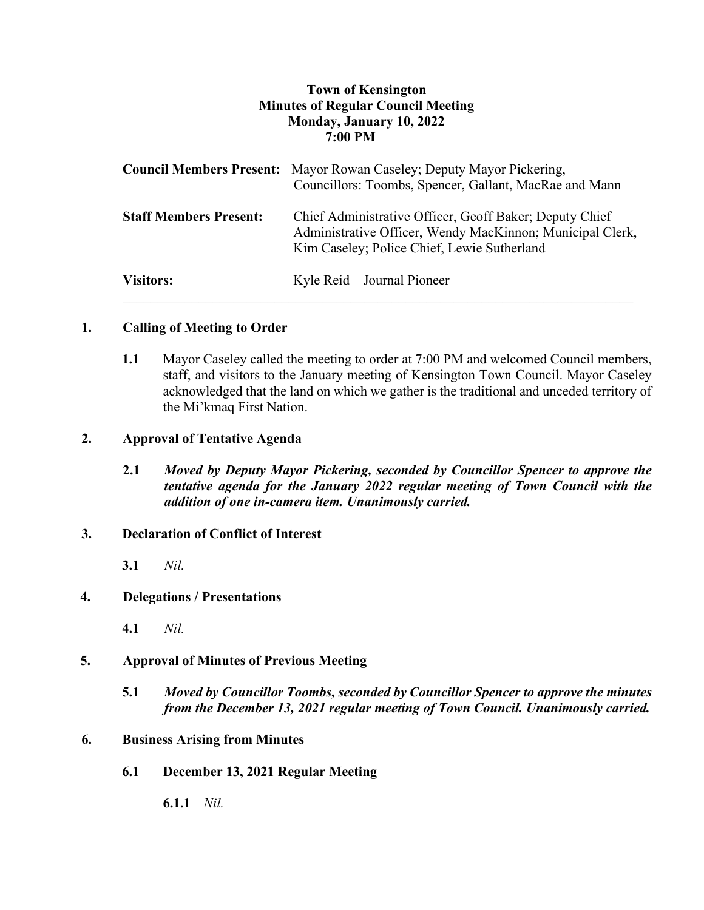# Town of Kensington
## Minutes of Regular Council Meeting
### Monday, January 10, 2022
### 7:00 PM

| | |
|---|---|
| **Council Members Present:** | Mayor Rowan Caseley; Deputy Mayor Pickering, Councillors: Toombs, Spencer, Gallant, MacRae and Mann |
| **Staff Members Present:** | Chief Administrative Officer, Geoff Baker; Deputy Chief Administrative Officer, Wendy MacKinnon; Municipal Clerk, Kim Caseley; Police Chief, Lewie Sutherland |
| **Visitors:** | Kyle Reid – Journal Pioneer |

---

## 1. Calling of Meeting to Order

**1.1** Mayor Caseley called the meeting to order at 7:00 PM and welcomed Council members, staff, and visitors to the January meeting of Kensington Town Council. Mayor Caseley acknowledged that the land on which we gather is the traditional and unceded territory of the Mi'kmaq First Nation.

## 2. Approval of Tentative Agenda

**2.1** ***Moved by Deputy Mayor Pickering, seconded by Councillor Spencer to approve the tentative agenda for the January 2022 regular meeting of Town Council with the addition of one in-camera item. Unanimously carried.***

## 3. Declaration of Conflict of Interest

**3.1** *Nil.*

## 4. Delegations / Presentations

**4.1** *Nil.*

## 5. Approval of Minutes of Previous Meeting

**5.1** ***Moved by Councillor Toombs, seconded by Councillor Spencer to approve the minutes from the December 13, 2021 regular meeting of Town Council. Unanimously carried.***

## 6. Business Arising from Minutes

### 6.1 December 13, 2021 Regular Meeting

**6.1.1** *Nil.*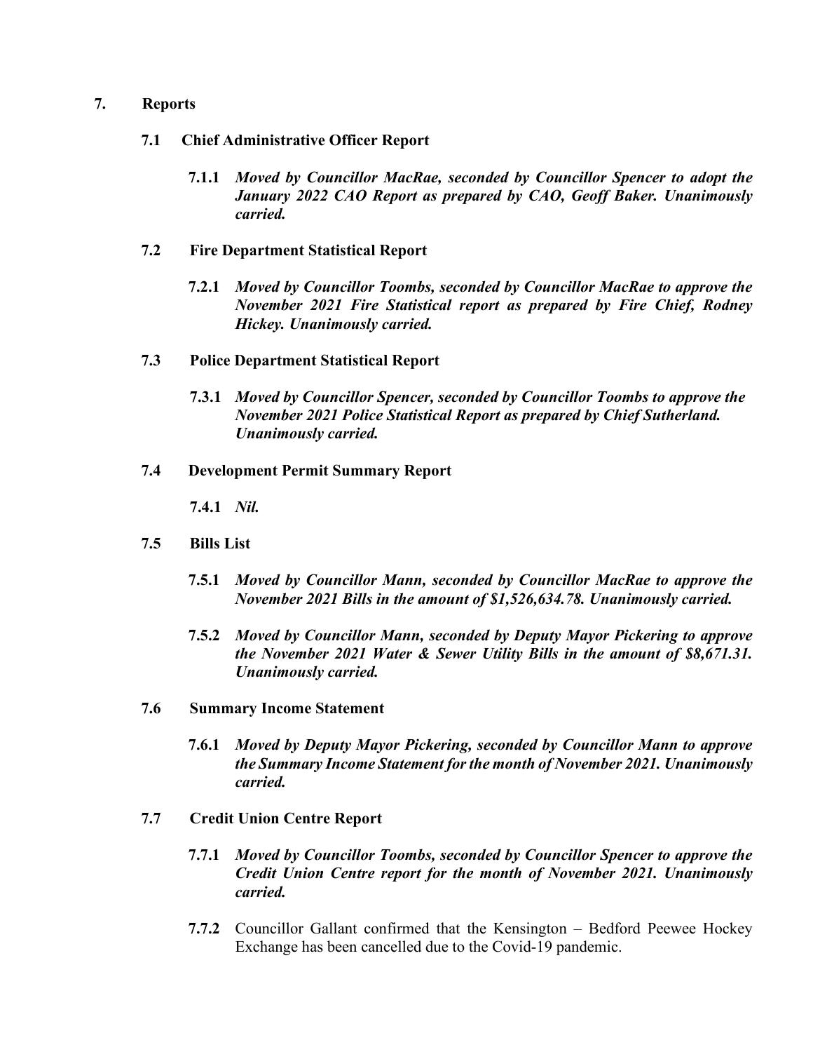## 7. Reports

### 7.1 Chief Administrative Officer Report

**7.1.1** ***Moved by Councillor MacRae, seconded by Councillor Spencer to adopt the January 2022 CAO Report as prepared by CAO, Geoff Baker. Unanimously carried.***

### 7.2 Fire Department Statistical Report

**7.2.1** ***Moved by Councillor Toombs, seconded by Councillor MacRae to approve the November 2021 Fire Statistical report as prepared by Fire Chief, Rodney Hickey. Unanimously carried.***

### 7.3 Police Department Statistical Report

**7.3.1** ***Moved by Councillor Spencer, seconded by Councillor Toombs to approve the November 2021 Police Statistical Report as prepared by Chief Sutherland. Unanimously carried.***

### 7.4 Development Permit Summary Report

**7.4.1** ***Nil.***

### 7.5 Bills List

**7.5.1** ***Moved by Councillor Mann, seconded by Councillor MacRae to approve the November 2021 Bills in the amount of $1,526,634.78. Unanimously carried.***

**7.5.2** ***Moved by Councillor Mann, seconded by Deputy Mayor Pickering to approve the November 2021 Water & Sewer Utility Bills in the amount of $8,671.31. Unanimously carried.***

### 7.6 Summary Income Statement

**7.6.1** ***Moved by Deputy Mayor Pickering, seconded by Councillor Mann to approve the Summary Income Statement for the month of November 2021. Unanimously carried.***

### 7.7 Credit Union Centre Report

**7.7.1** ***Moved by Councillor Toombs, seconded by Councillor Spencer to approve the Credit Union Centre report for the month of November 2021. Unanimously carried.***

**7.7.2** Councillor Gallant confirmed that the Kensington – Bedford Peewee Hockey Exchange has been cancelled due to the Covid-19 pandemic.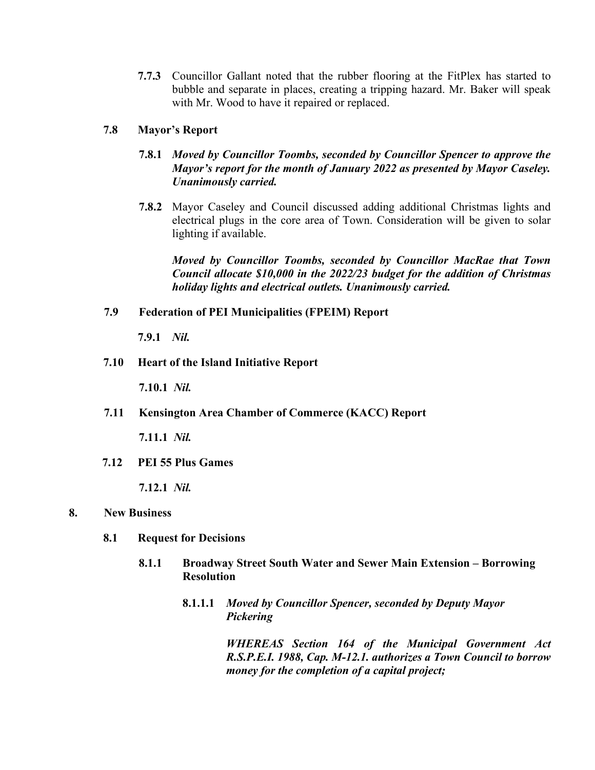**7.7.3** Councillor Gallant noted that the rubber flooring at the FitPlex has started to bubble and separate in places, creating a tripping hazard. Mr. Baker will speak with Mr. Wood to have it repaired or replaced.

### 7.8 Mayor's Report

**7.8.1** ***Moved by Councillor Toombs, seconded by Councillor Spencer to approve the Mayor's report for the month of January 2022 as presented by Mayor Caseley. Unanimously carried.***

**7.8.2** Mayor Caseley and Council discussed adding additional Christmas lights and electrical plugs in the core area of Town. Consideration will be given to solar lighting if available.

***Moved by Councillor Toombs, seconded by Councillor MacRae that Town Council allocate $10,000 in the 2022/23 budget for the addition of Christmas holiday lights and electrical outlets. Unanimously carried.***

### 7.9 Federation of PEI Municipalities (FPEIM) Report

**7.9.1** ***Nil.***

### 7.10 Heart of the Island Initiative Report

**7.10.1** ***Nil.***

### 7.11 Kensington Area Chamber of Commerce (KACC) Report

**7.11.1** ***Nil.***

### 7.12 PEI 55 Plus Games

**7.12.1** ***Nil.***

## 8. New Business

### 8.1 Request for Decisions

#### 8.1.1 Broadway Street South Water and Sewer Main Extension – Borrowing Resolution

**8.1.1.1** ***Moved by Councillor Spencer, seconded by Deputy Mayor Pickering***

***WHEREAS Section 164 of the Municipal Government Act R.S.P.E.I. 1988, Cap. M-12.1. authorizes a Town Council to borrow money for the completion of a capital project;***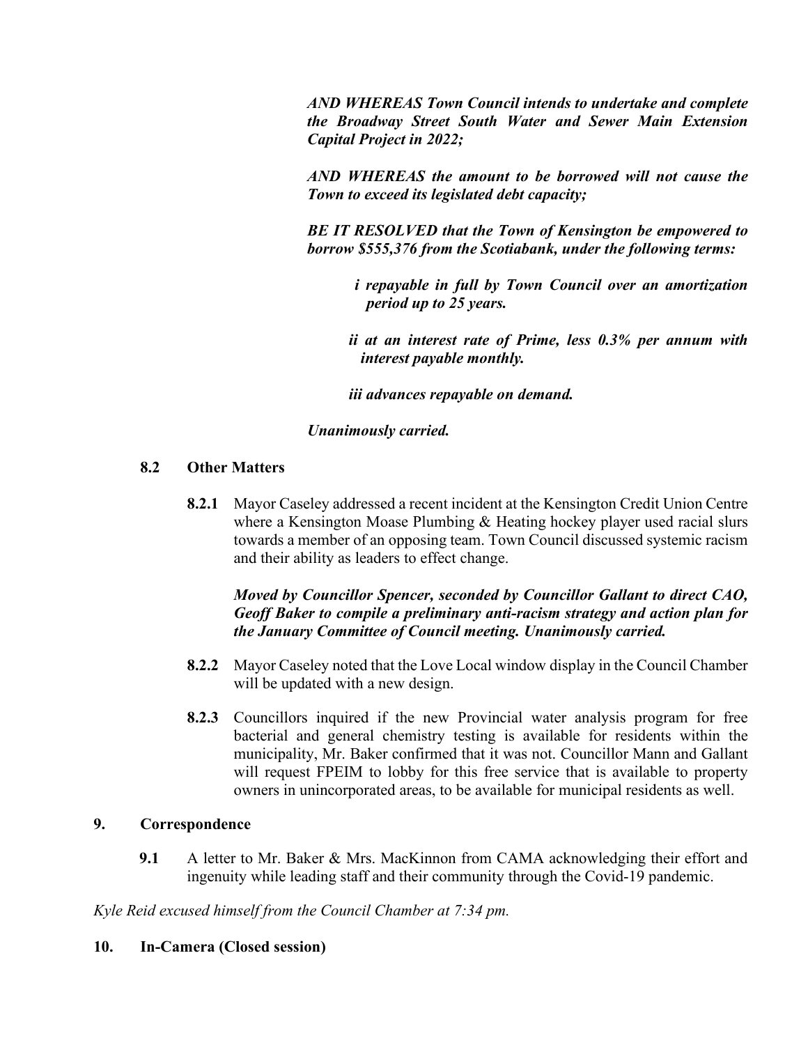***AND WHEREAS Town Council intends to undertake and complete the Broadway Street South Water and Sewer Main Extension Capital Project in 2022;***

***AND WHEREAS the amount to be borrowed will not cause the Town to exceed its legislated debt capacity;***

***BE IT RESOLVED that the Town of Kensington be empowered to borrow $555,376 from the Scotiabank, under the following terms:***

> ***i repayable in full by Town Council over an amortization period up to 25 years.***
>
> ***ii at an interest rate of Prime, less 0.3% per annum with interest payable monthly.***
>
> ***iii advances repayable on demand.***

***Unanimously carried.***

### 8.2 Other Matters

**8.2.1** Mayor Caseley addressed a recent incident at the Kensington Credit Union Centre where a Kensington Moase Plumbing & Heating hockey player used racial slurs towards a member of an opposing team. Town Council discussed systemic racism and their ability as leaders to effect change.

***Moved by Councillor Spencer, seconded by Councillor Gallant to direct CAO, Geoff Baker to compile a preliminary anti-racism strategy and action plan for the January Committee of Council meeting. Unanimously carried.***

**8.2.2** Mayor Caseley noted that the Love Local window display in the Council Chamber will be updated with a new design.

**8.2.3** Councillors inquired if the new Provincial water analysis program for free bacterial and general chemistry testing is available for residents within the municipality, Mr. Baker confirmed that it was not. Councillor Mann and Gallant will request FPEIM to lobby for this free service that is available to property owners in unincorporated areas, to be available for municipal residents as well.

## 9. Correspondence

**9.1** A letter to Mr. Baker & Mrs. MacKinnon from CAMA acknowledging their effort and ingenuity while leading staff and their community through the Covid-19 pandemic.

*Kyle Reid excused himself from the Council Chamber at 7:34 pm.*

## 10. In-Camera (Closed session)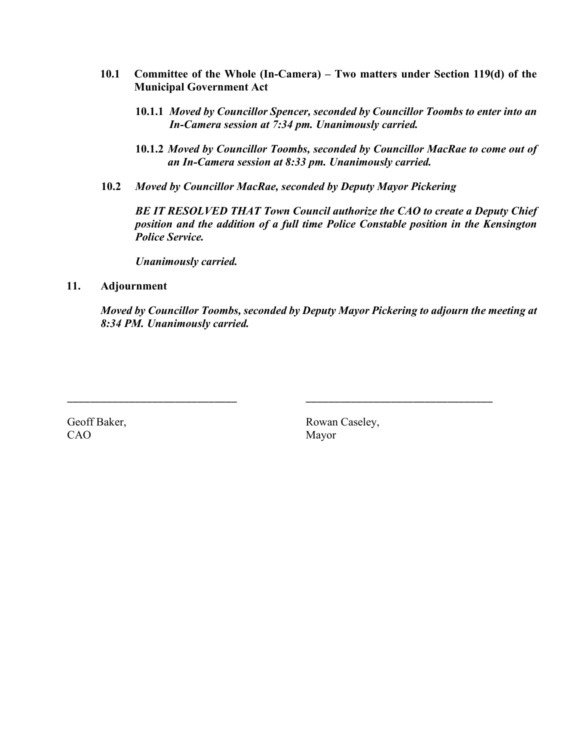**10.1 Committee of the Whole (In-Camera) – Two matters under Section 119(d) of the Municipal Government Act**

**10.1.1** ***Moved by Councillor Spencer, seconded by Councillor Toombs to enter into an In-Camera session at 7:34 pm. Unanimously carried.***

**10.1.2** ***Moved by Councillor Toombs, seconded by Councillor MacRae to come out of an In-Camera session at 8:33 pm. Unanimously carried.***

**10.2** ***Moved by Councillor MacRae, seconded by Deputy Mayor Pickering***

***BE IT RESOLVED THAT Town Council authorize the CAO to create a Deputy Chief position and the addition of a full time Police Constable position in the Kensington Police Service.***

***Unanimously carried.***

**11. Adjournment**

***Moved by Councillor Toombs, seconded by Deputy Mayor Pickering to adjourn the meeting at 8:34 PM. Unanimously carried.***

______________________________

Geoff Baker,
CAO

______________________________

Rowan Caseley,
Mayor